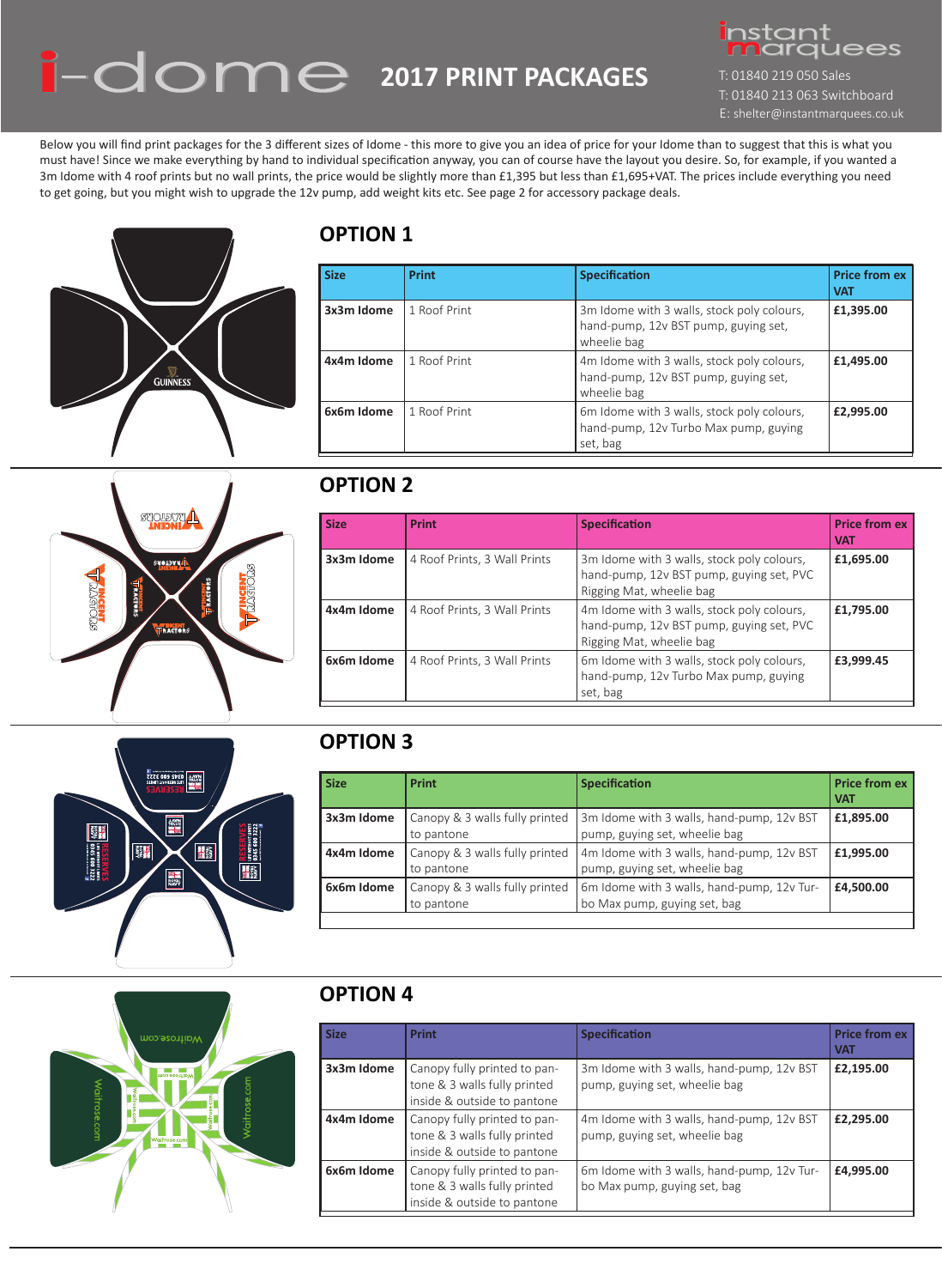# i-dome 2017 PRINT PACKAGES

instant marquees

T: 01840 219 050 Sales
T: 01840 213 063 Switchboard
E: shelter@instantmarquees.co.uk

Below you will find print packages for the 3 different sizes of Idome - this more to give you an idea of price for your Idome than to suggest that this is what you must have! Since we make everything by hand to individual specification anyway, you can of course have the layout you desire. So, for example, if you wanted a 3m Idome with 4 roof prints but no wall prints, the price would be slightly more than £1,395 but less than £1,695+VAT. The prices include everything you need to get going, but you might wish to upgrade the 12v pump, add weight kits etc. See page 2 for accessory package deals.

## OPTION 1

| Size | Print | Specification | Price from ex VAT |
|---|---|---|---|
| 3x3m Idome | 1 Roof Print | 3m Idome with 3 walls, stock poly colours, hand-pump, 12v BST pump, guying set, wheelie bag | £1,395.00 |
| 4x4m Idome | 1 Roof Print | 4m Idome with 3 walls, stock poly colours, hand-pump, 12v BST pump, guying set, wheelie bag | £1,495.00 |
| 6x6m Idome | 1 Roof Print | 6m Idome with 3 walls, stock poly colours, hand-pump, 12v Turbo Max pump, guying set, bag | £2,995.00 |

## OPTION 2

| Size | Print | Specification | Price from ex VAT |
|---|---|---|---|
| 3x3m Idome | 4 Roof Prints, 3 Wall Prints | 3m Idome with 3 walls, stock poly colours, hand-pump, 12v BST pump, guying set, PVC Rigging Mat, wheelie bag | £1,695.00 |
| 4x4m Idome | 4 Roof Prints, 3 Wall Prints | 4m Idome with 3 walls, stock poly colours, hand-pump, 12v BST pump, guying set, PVC Rigging Mat, wheelie bag | £1,795.00 |
| 6x6m Idome | 4 Roof Prints, 3 Wall Prints | 6m Idome with 3 walls, stock poly colours, hand-pump, 12v Turbo Max pump, guying set, bag | £3,999.45 |

## OPTION 3

| Size | Print | Specification | Price from ex VAT |
|---|---|---|---|
| 3x3m Idome | Canopy & 3 walls fully printed to pantone | 3m Idome with 3 walls, hand-pump, 12v BST pump, guying set, wheelie bag | £1,895.00 |
| 4x4m Idome | Canopy & 3 walls fully printed to pantone | 4m Idome with 3 walls, hand-pump, 12v BST pump, guying set, wheelie bag | £1,995.00 |
| 6x6m Idome | Canopy & 3 walls fully printed to pantone | 6m Idome with 3 walls, hand-pump, 12v Turbo Max pump, guying set, bag | £4,500.00 |

## OPTION 4

| Size | Print | Specification | Price from ex VAT |
|---|---|---|---|
| 3x3m Idome | Canopy fully printed to pantone & 3 walls fully printed inside & outside to pantone | 3m Idome with 3 walls, hand-pump, 12v BST pump, guying set, wheelie bag | £2,195.00 |
| 4x4m Idome | Canopy fully printed to pantone & 3 walls fully printed inside & outside to pantone | 4m Idome with 3 walls, hand-pump, 12v BST pump, guying set, wheelie bag | £2,295.00 |
| 6x6m Idome | Canopy fully printed to pantone & 3 walls fully printed inside & outside to pantone | 6m Idome with 3 walls, hand-pump, 12v Turbo Max pump, guying set, bag | £4,995.00 |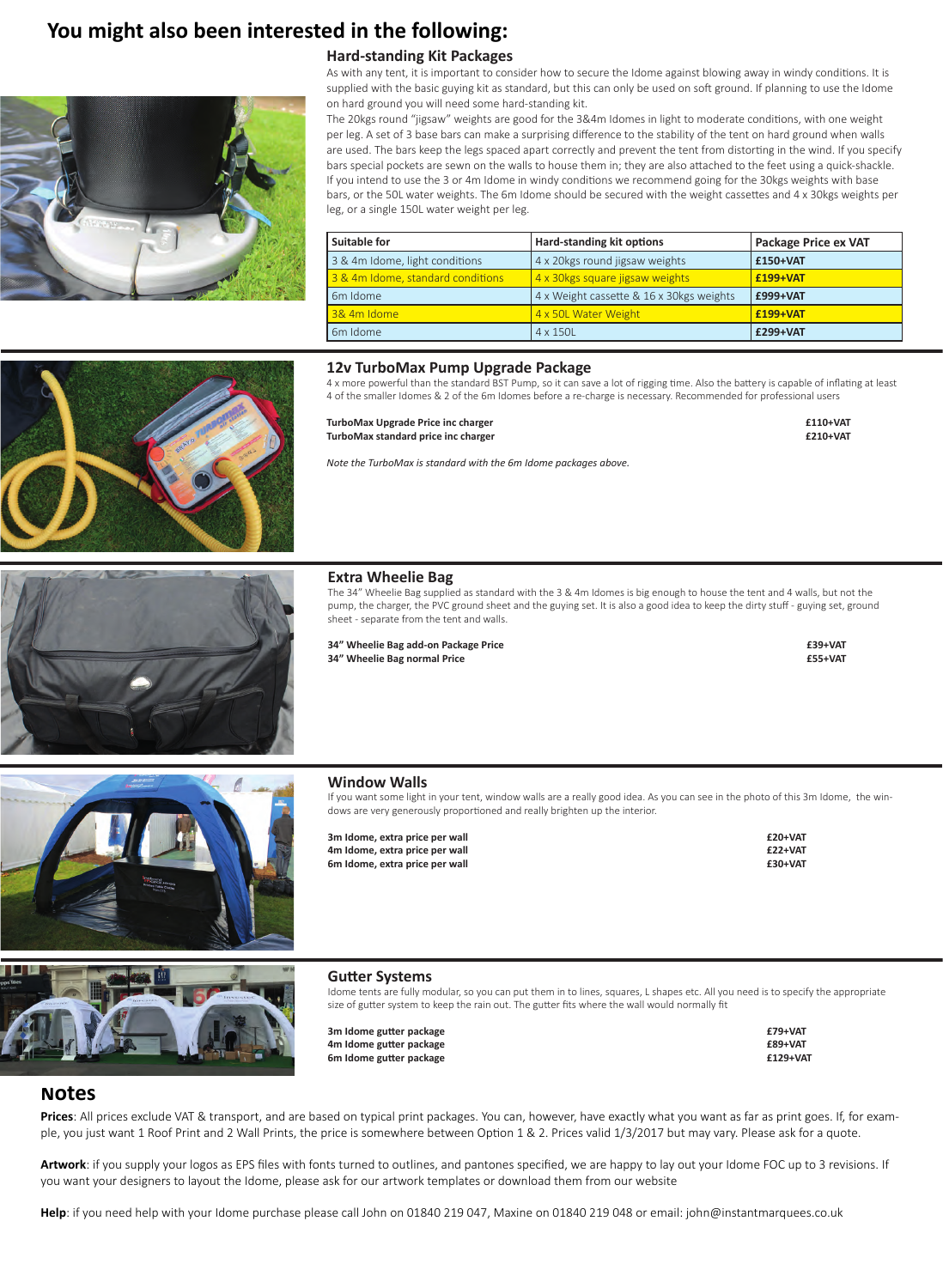# You might also been interested in the following:

## Hard-standing Kit Packages

As with any tent, it is important to consider how to secure the Idome against blowing away in windy conditions. It is supplied with the basic guying kit as standard, but this can only be used on soft ground. If planning to use the Idome on hard ground you will need some hard-standing kit.

The 20kgs round "jigsaw" weights are good for the 3&4m Idomes in light to moderate conditions, with one weight per leg. A set of 3 base bars can make a surprising difference to the stability of the tent on hard ground when walls are used. The bars keep the legs spaced apart correctly and prevent the tent from distorting in the wind. If you specify bars special pockets are sewn on the walls to house them in; they are also attached to the feet using a quick-shackle. If you intend to use the 3 or 4m Idome in windy conditions we recommend going for the 30kgs weights with base bars, or the 50L water weights. The 6m Idome should be secured with the weight cassettes and 4 x 30kgs weights per leg, or a single 150L water weight per leg.

| Suitable for | Hard-standing kit options | Package Price ex VAT |
|---|---|---|
| 3 & 4m Idome, light conditions | 4 x 20kgs round jigsaw weights | **£150+VAT** |
| 3 & 4m Idome, standard conditions | 4 x 30kgs square jigsaw weights | **£199+VAT** |
| 6m Idome | 4 x Weight cassette & 16 x 30kgs weights | **£999+VAT** |
| 3& 4m Idome | 4 x 50L Water Weight | **£199+VAT** |
| 6m Idome | 4 x 150L | **£299+VAT** |

## 12v TurboMax Pump Upgrade Package

4 x more powerful than the standard BST Pump, so it can save a lot of rigging time. Also the battery is capable of inflating at least 4 of the smaller Idomes & 2 of the 6m Idomes before a re-charge is necessary. Recommended for professional users

**TurboMax Upgrade Price inc charger** — **£110+VAT**
**TurboMax standard price inc charger** — **£210+VAT**

*Note the TurboMax is standard with the 6m Idome packages above.*

## Extra Wheelie Bag

The 34" Wheelie Bag supplied as standard with the 3 & 4m Idomes is big enough to house the tent and 4 walls, but not the pump, the charger, the PVC ground sheet and the guying set. It is also a good idea to keep the dirty stuff - guying set, ground sheet - separate from the tent and walls.

**34" Wheelie Bag add-on Package Price** — **£39+VAT**
**34" Wheelie Bag normal Price** — **£55+VAT**

## Window Walls

If you want some light in your tent, window walls are a really good idea. As you can see in the photo of this 3m Idome, the windows are very generously proportioned and really brighten up the interior.

**3m Idome, extra price per wall** — **£20+VAT**
**4m Idome, extra price per wall** — **£22+VAT**
**6m Idome, extra price per wall** — **£30+VAT**

## Gutter Systems

Idome tents are fully modular, so you can put them in to lines, squares, L shapes etc. All you need is to specify the appropriate size of gutter system to keep the rain out. The gutter fits where the wall would normally fit

**3m Idome gutter package** — **£79+VAT**
**4m Idome gutter package** — **£89+VAT**
**6m Idome gutter package** — **£129+VAT**

## Notes

**Prices**: All prices exclude VAT & transport, and are based on typical print packages. You can, however, have exactly what you want as far as print goes. If, for example, you just want 1 Roof Print and 2 Wall Prints, the price is somewhere between Option 1 & 2. Prices valid 1/3/2017 but may vary. Please ask for a quote.

**Artwork**: if you supply your logos as EPS files with fonts turned to outlines, and pantones specified, we are happy to lay out your Idome FOC up to 3 revisions. If you want your designers to layout the Idome, please ask for our artwork templates or download them from our website

**Help**: if you need help with your Idome purchase please call John on 01840 219 047, Maxine on 01840 219 048 or email: john@instantmarquees.co.uk